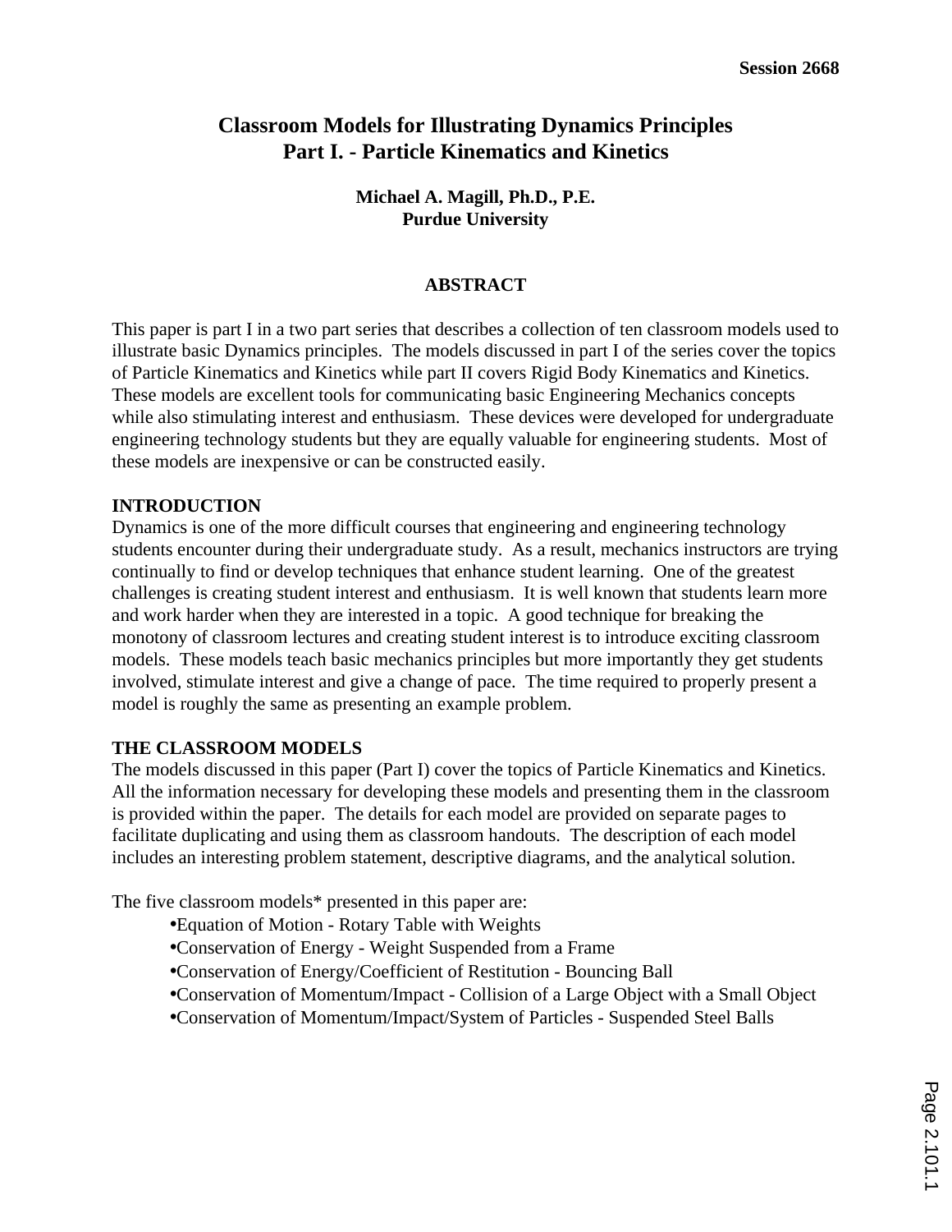Session 2668

# Classroom Models for Illustrating Dynamics Principles
# Part I. - Particle Kinematics and Kinetics

**Michael A. Magill, Ph.D., P.E.**
**Purdue University**

## ABSTRACT

This paper is part I in a two part series that describes a collection of ten classroom models used to illustrate basic Dynamics principles. The models discussed in part I of the series cover the topics of Particle Kinematics and Kinetics while part II covers Rigid Body Kinematics and Kinetics. These models are excellent tools for communicating basic Engineering Mechanics concepts while also stimulating interest and enthusiasm. These devices were developed for undergraduate engineering technology students but they are equally valuable for engineering students. Most of these models are inexpensive or can be constructed easily.

## INTRODUCTION

Dynamics is one of the more difficult courses that engineering and engineering technology students encounter during their undergraduate study. As a result, mechanics instructors are trying continually to find or develop techniques that enhance student learning. One of the greatest challenges is creating student interest and enthusiasm. It is well known that students learn more and work harder when they are interested in a topic. A good technique for breaking the monotony of classroom lectures and creating student interest is to introduce exciting classroom models. These models teach basic mechanics principles but more importantly they get students involved, stimulate interest and give a change of pace. The time required to properly present a model is roughly the same as presenting an example problem.

## THE CLASSROOM MODELS

The models discussed in this paper (Part I) cover the topics of Particle Kinematics and Kinetics. All the information necessary for developing these models and presenting them in the classroom is provided within the paper. The details for each model are provided on separate pages to facilitate duplicating and using them as classroom handouts. The description of each model includes an interesting problem statement, descriptive diagrams, and the analytical solution.

The five classroom models* presented in this paper are:

- Equation of Motion - Rotary Table with Weights
- Conservation of Energy - Weight Suspended from a Frame
- Conservation of Energy/Coefficient of Restitution - Bouncing Ball
- Conservation of Momentum/Impact - Collision of a Large Object with a Small Object
- Conservation of Momentum/Impact/System of Particles - Suspended Steel Balls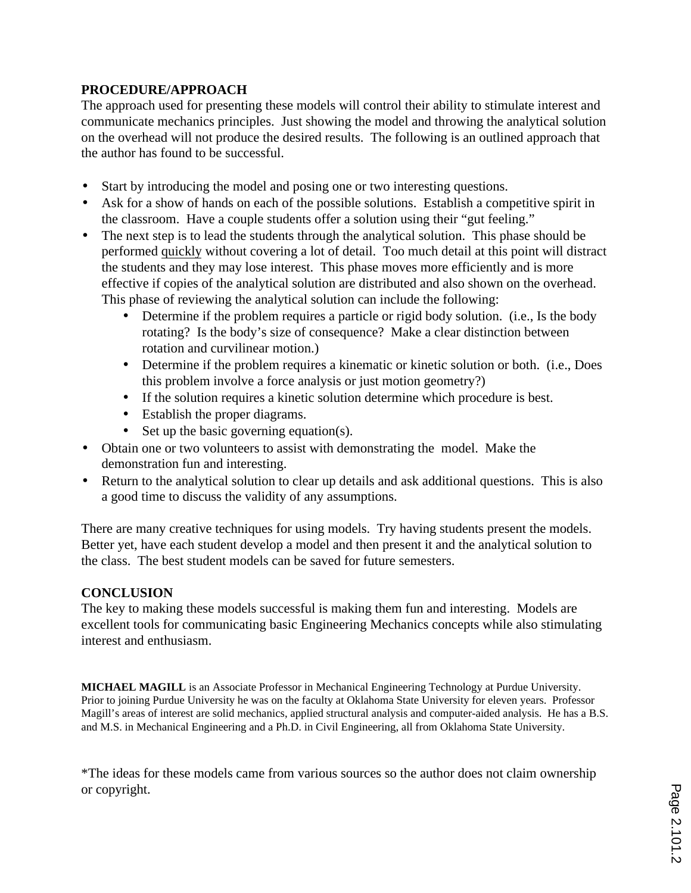## PROCEDURE/APPROACH

The approach used for presenting these models will control their ability to stimulate interest and communicate mechanics principles. Just showing the model and throwing the analytical solution on the overhead will not produce the desired results. The following is an outlined approach that the author has found to be successful.

- Start by introducing the model and posing one or two interesting questions.
- Ask for a show of hands on each of the possible solutions. Establish a competitive spirit in the classroom. Have a couple students offer a solution using their "gut feeling."
- The next step is to lead the students through the analytical solution. This phase should be performed <u>quickly</u> without covering a lot of detail. Too much detail at this point will distract the students and they may lose interest. This phase moves more efficiently and is more effective if copies of the analytical solution are distributed and also shown on the overhead. This phase of reviewing the analytical solution can include the following:
  - Determine if the problem requires a particle or rigid body solution. (i.e., Is the body rotating? Is the body's size of consequence? Make a clear distinction between rotation and curvilinear motion.)
  - Determine if the problem requires a kinematic or kinetic solution or both. (i.e., Does this problem involve a force analysis or just motion geometry?)
  - If the solution requires a kinetic solution determine which procedure is best.
  - Establish the proper diagrams.
  - Set up the basic governing equation(s).
- Obtain one or two volunteers to assist with demonstrating the model. Make the demonstration fun and interesting.
- Return to the analytical solution to clear up details and ask additional questions. This is also a good time to discuss the validity of any assumptions.

There are many creative techniques for using models. Try having students present the models. Better yet, have each student develop a model and then present it and the analytical solution to the class. The best student models can be saved for future semesters.

## CONCLUSION

The key to making these models successful is making them fun and interesting. Models are excellent tools for communicating basic Engineering Mechanics concepts while also stimulating interest and enthusiasm.

**MICHAEL MAGILL** is an Associate Professor in Mechanical Engineering Technology at Purdue University. Prior to joining Purdue University he was on the faculty at Oklahoma State University for eleven years. Professor Magill's areas of interest are solid mechanics, applied structural analysis and computer-aided analysis. He has a B.S. and M.S. in Mechanical Engineering and a Ph.D. in Civil Engineering, all from Oklahoma State University.

*The ideas for these models came from various sources so the author does not claim ownership or copyright.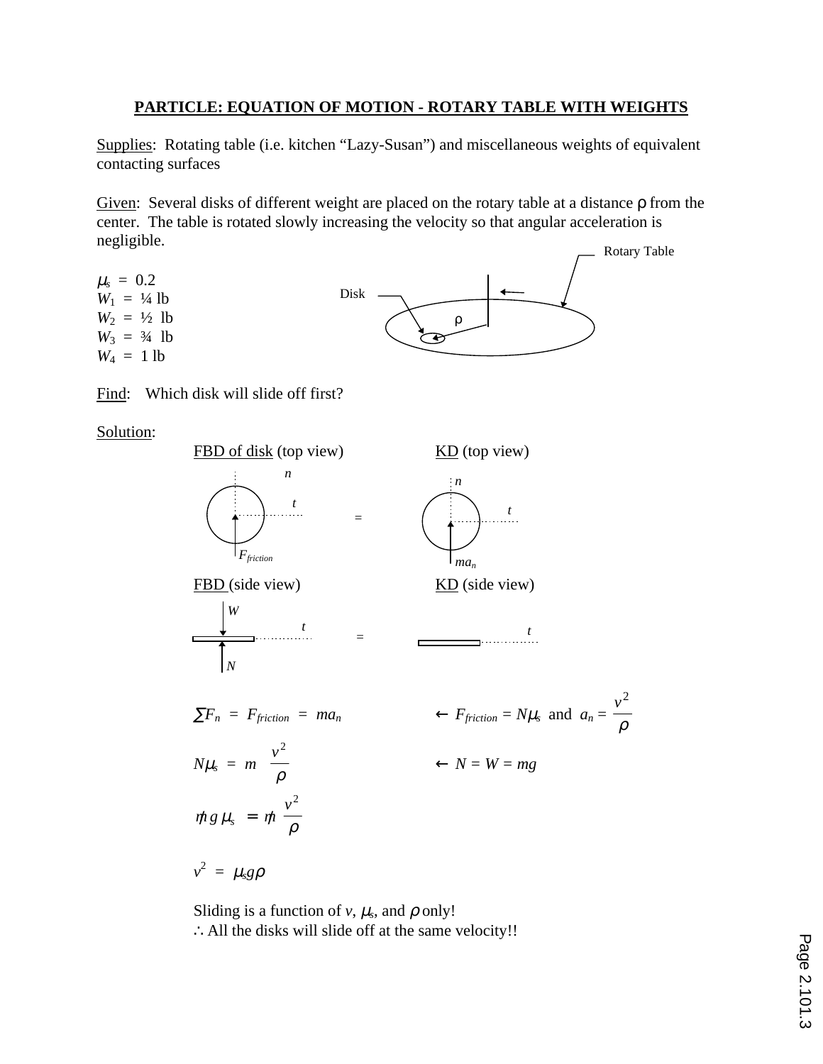# PARTICLE: EQUATION OF MOTION - ROTARY TABLE WITH WEIGHTS

Supplies: Rotating table (i.e. kitchen "Lazy-Susan") and miscellaneous weights of equivalent contacting surfaces

Given: Several disks of different weight are placed on the rotary table at a distance $\rho$ from the center. The table is rotated slowly increasing the velocity so that angular acceleration is negligible.

$\mu_s = 0.2$
$W_1 = ¼$ lb
$W_2 = ½$ lb
$W_3 = ¾$ lb
$W_4 = 1$ lb

Rotary Table

Disk

$\rho$

Find: Which disk will slide off first?

Solution:

FBD of disk (top view) = KD (top view)

$n$, $t$, $F_{friction}$ = $n$, $t$, $ma_n$

FBD (side view) = KD (side view)

$W$, $t$, $N$ = $t$

$$\sum F_n = F_{friction} = ma_n \qquad \leftarrow F_{friction} = N\mu_s \text{ and } a_n = \frac{v^2}{\rho}$$

$$N\mu_s = m\frac{v^2}{\rho} \qquad \leftarrow N = W = mg$$

$$\cancel{m}\, g\, \mu_s = \cancel{m}\, \frac{v^2}{\rho}$$

$$v^2 = \mu_s g \rho$$

Sliding is a function of $v$, $\mu_s$, and $\rho$ only!
∴ All the disks will slide off at the same velocity!!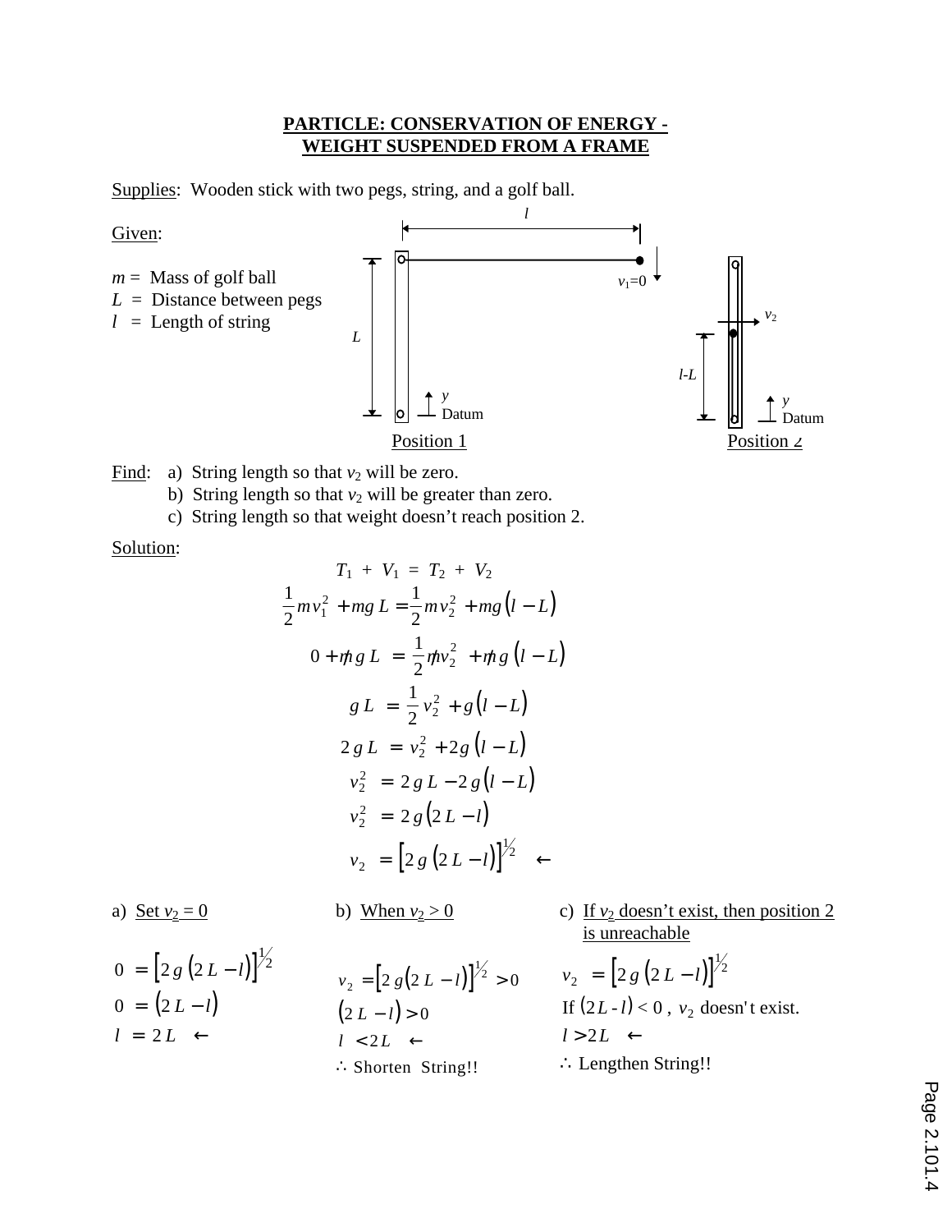**PARTICLE: CONSERVATION OF ENERGY -**
**WEIGHT SUSPENDED FROM A FRAME**

Supplies: Wooden stick with two pegs, string, and a golf ball.

Given:

$m$ = Mass of golf ball
$L$ = Distance between pegs
$l$ = Length of string

Position 1 Position 2

Find:
a) String length so that $v_2$ will be zero.
b) String length so that $v_2$ will be greater than zero.
c) String length so that weight doesn't reach position 2.

Solution:

$$T_1 + V_1 = T_2 + V_2$$

$$\frac{1}{2}mv_1^2 + mg\,L = \frac{1}{2}mv_2^2 + mg\left(l - L\right)$$

$$0 + \cancel{m}g\,L = \frac{1}{2}\cancel{m}v_2^2 + \cancel{m}g\left(l - L\right)$$

$$g\,L = \frac{1}{2}v_2^2 + g\left(l - L\right)$$

$$2\,g\,L = v_2^2 + 2g\left(l - L\right)$$

$$v_2^2 = 2\,g\,L - 2\,g\left(l - L\right)$$

$$v_2^2 = 2\,g\left(2\,L - l\right)$$

$$v_2 = \left[2\,g\left(2\,L - l\right)\right]^{1/2} \quad \leftarrow$$

a) Set $v_2 = 0$

$$0 = \left[2\,g\left(2\,L - l\right)\right]^{1/2}$$
$$0 = \left(2\,L - l\right)$$
$$l = 2\,L \quad \leftarrow$$

b) When $v_2 > 0$

$$v_2 = \left[2\,g\left(2\,L - l\right)\right]^{1/2} > 0$$
$$\left(2\,L - l\right) > 0$$
$$l < 2\,L \quad \leftarrow$$

$\therefore$ Shorten String!!

c) If $v_2$ doesn't exist, then position 2 is unreachable

$$v_2 = \left[2\,g\left(2\,L - l\right)\right]^{1/2}$$

If $\left(2\,L - l\right) < 0$, $v_2$ doesn't exist.

$$l > 2\,L \quad \leftarrow$$

$\therefore$ Lengthen String!!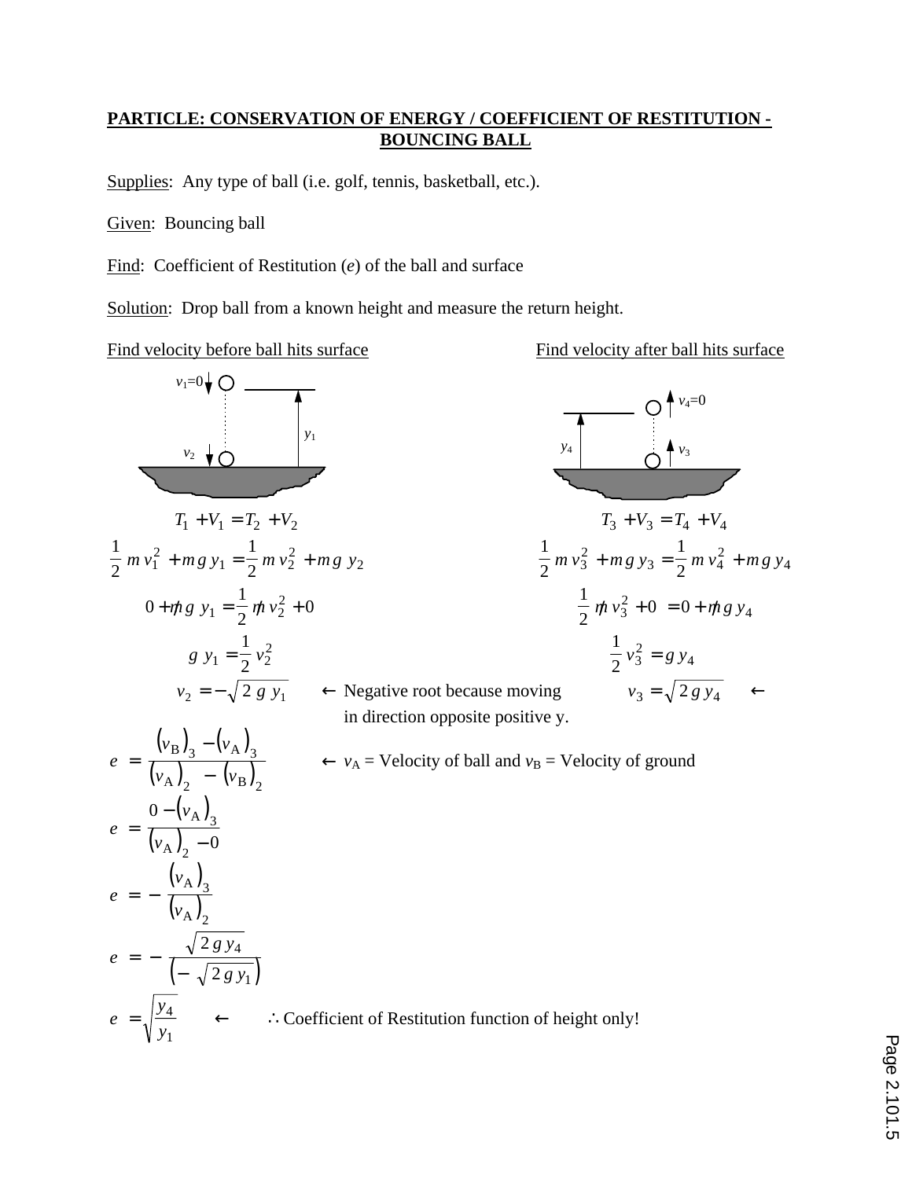**PARTICLE: CONSERVATION OF ENERGY / COEFFICIENT OF RESTITUTION - BOUNCING BALL**

Supplies: Any type of ball (i.e. golf, tennis, basketball, etc.).

Given: Bouncing ball

Find: Coefficient of Restitution (*e*) of the ball and surface

Solution: Drop ball from a known height and measure the return height.

Find velocity before ball hits surface

$v_1 = 0$, $v_2$, $y_1$

$$T_1 + V_1 = T_2 + V_2$$

$$\frac{1}{2}\, m\, v_1^2 + m\, g\, y_1 = \frac{1}{2}\, m\, v_2^2 + m\, g\, y_2$$

$$0 + \cancel{m}\, g\, y_1 = \frac{1}{2}\, \cancel{m}\, v_2^2 + 0$$

$$g\, y_1 = \frac{1}{2}\, v_2^2$$

$$v_2 = -\sqrt{2\, g\, y_1}$$ ← Negative root because moving in direction opposite positive y.

Find velocity after ball hits surface

$v_4 = 0$, $v_3$, $y_4$

$$T_3 + V_3 = T_4 + V_4$$

$$\frac{1}{2}\, m\, v_3^2 + m\, g\, y_3 = \frac{1}{2}\, m\, v_4^2 + m\, g\, y_4$$

$$\frac{1}{2}\, \cancel{m}\, v_3^2 + 0 = 0 + \cancel{m}\, g\, y_4$$

$$\frac{1}{2}\, v_3^2 = g\, y_4$$

$$v_3 = \sqrt{2\, g\, y_4}$$ ←

$$e = \frac{(v_B)_3 - (v_A)_3}{(v_A)_2 - (v_B)_2}$$ ← $v_A$ = Velocity of ball and $v_B$ = Velocity of ground

$$e = \frac{0 - (v_A)_3}{(v_A)_2 - 0}$$

$$e = -\frac{(v_A)_3}{(v_A)_2}$$

$$e = -\frac{\sqrt{2\, g\, y_4}}{\left(-\sqrt{2\, g\, y_1}\right)}$$

$$e = \sqrt{\frac{y_4}{y_1}}$$ ← ∴ Coefficient of Restitution function of height only!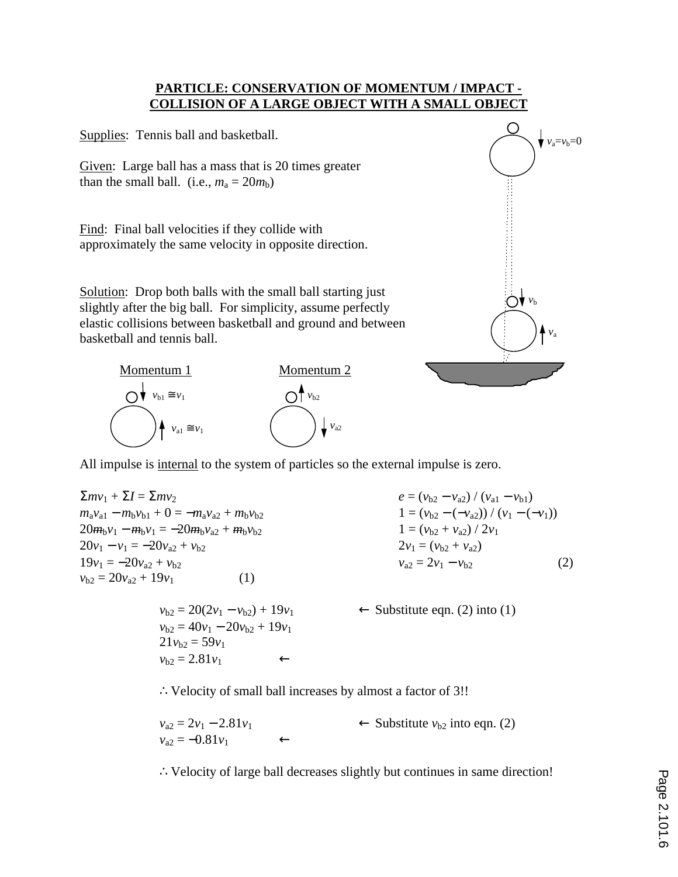# PARTICLE: CONSERVATION OF MOMENTUM / IMPACT - COLLISION OF A LARGE OBJECT WITH A SMALL OBJECT

Supplies: Tennis ball and basketball.

Given: Large ball has a mass that is 20 times greater than the small ball. (i.e., $m_a = 20m_b$)

Find: Final ball velocities if they collide with approximately the same velocity in opposite direction.

Solution: Drop both balls with the small ball starting just slightly after the big ball. For simplicity, assume perfectly elastic collisions between basketball and ground and between basketball and tennis ball.

$v_a = v_b = 0$

$v_b$

$v_a$

Momentum 1

$v_{b1} \cong v_1$

$v_{a1} \cong v_1$

Momentum 2

$v_{b2}$

$v_{a2}$

All impulse is internal to the system of particles so the external impulse is zero.

$$\Sigma m v_1 + \Sigma I = \Sigma m v_2$$
$$m_a v_{a1} - m_b v_{b1} + 0 = -m_a v_{a2} + m_b v_{b2}$$
$$20m_b v_1 - m_b v_1 = -20m_b v_{a2} + m_b v_{b2}$$
$$20v_1 - v_1 = -20v_{a2} + v_{b2}$$
$$19v_1 = -20v_{a2} + v_{b2}$$
$$v_{b2} = 20v_{a2} + 19v_1 \qquad (1)$$

$$e = (v_{b2} - v_{a2}) / (v_{a1} - v_{b1})$$
$$1 = (v_{b2} - (-v_{a2})) / (v_1 - (-v_1))$$
$$1 = (v_{b2} + v_{a2}) / 2v_1$$
$$2v_1 = (v_{b2} + v_{a2})$$
$$v_{a2} = 2v_1 - v_{b2} \qquad (2)$$

$$v_{b2} = 20(2v_1 - v_{b2}) + 19v_1 \qquad \leftarrow \text{Substitute eqn. (2) into (1)}$$
$$v_{b2} = 40v_1 - 20v_{b2} + 19v_1$$
$$21v_{b2} = 59v_1$$
$$v_{b2} = 2.81v_1 \qquad \leftarrow$$

∴ Velocity of small ball increases by almost a factor of 3!!

$$v_{a2} = 2v_1 - 2.81v_1 \qquad \leftarrow \text{Substitute } v_{b2} \text{ into eqn. (2)}$$
$$v_{a2} = -0.81v_1 \qquad \leftarrow$$

∴ Velocity of large ball decreases slightly but continues in same direction!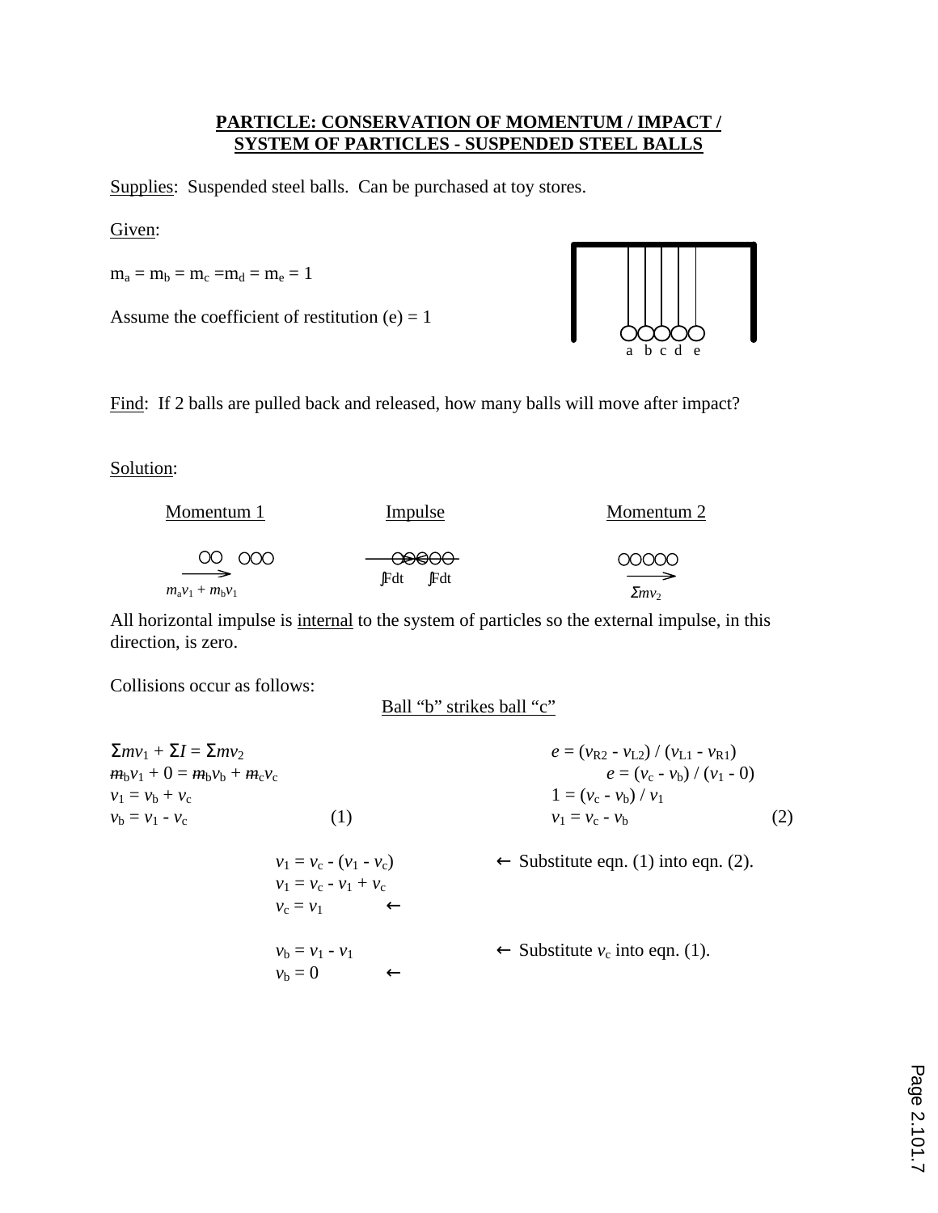**PARTICLE: CONSERVATION OF MOMENTUM / IMPACT / SYSTEM OF PARTICLES - SUSPENDED STEEL BALLS**

Supplies: Suspended steel balls. Can be purchased at toy stores.

Given:

$m_a = m_b = m_c = m_d = m_e = 1$

Assume the coefficient of restitution (e) = 1

a b c d e

Find: If 2 balls are pulled back and released, how many balls will move after impact?

Solution:

Momentum 1 | Impulse | Momentum 2

$m_a v_1 + m_b v_1$ | $\int F dt \quad \int F dt$ | $\Sigma m v_2$

All horizontal impulse is internal to the system of particles so the external impulse, in this direction, is zero.

Collisions occur as follows:

Ball "b" strikes ball "c"

$\Sigma m v_1 + \Sigma I = \Sigma m v_2$

$m_b v_1 + 0 = m_b v_b + m_c v_c$

$v_1 = v_b + v_c$

$v_b = v_1 - v_c \qquad (1)$

$e = (v_{R2} - v_{L2}) / (v_{L1} - v_{R1})$

$e = (v_c - v_b) / (v_1 - 0)$

$1 = (v_c - v_b) / v_1$

$v_1 = v_c - v_b \qquad (2)$

$v_1 = v_c - (v_1 - v_c)$ ← Substitute eqn. (1) into eqn. (2).

$v_1 = v_c - v_1 + v_c$

$v_c = v_1$ ←

$v_b = v_1 - v_1$ ← Substitute $v_c$ into eqn. (1).

$v_b = 0$ ←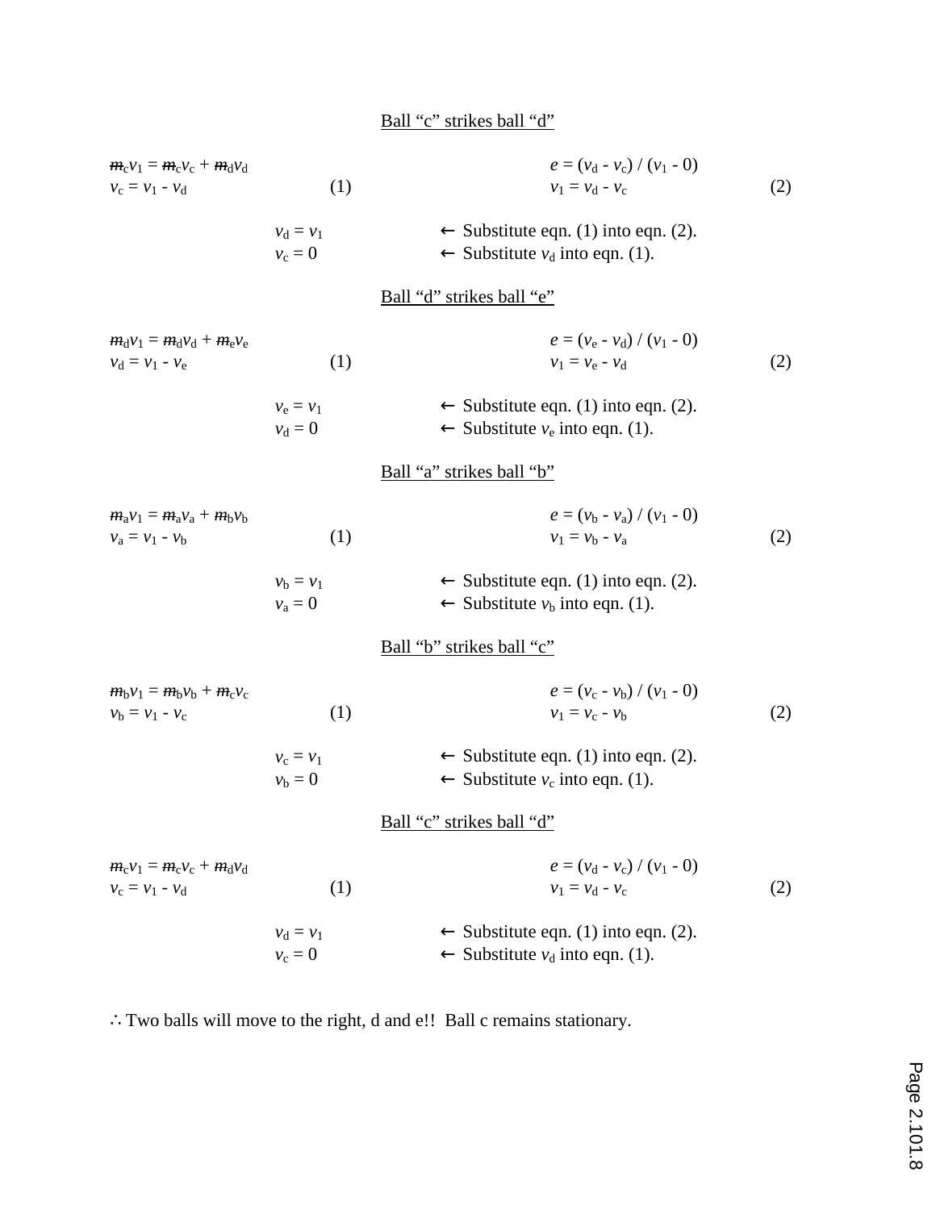<u>Ball "c" strikes ball "d"</u>

$\cancel{m_c}v_1 = \cancel{m_c}v_c + \cancel{m_d}v_d$

$v_c = v_1 - v_d \qquad (1)$

$e = (v_d - v_c) / (v_1 - 0)$

$v_1 = v_d - v_c \qquad (2)$

$v_d = v_1$ ← Substitute eqn. (1) into eqn. (2).

$v_c = 0$ ← Substitute $v_d$ into eqn. (1).

<u>Ball "d" strikes ball "e"</u>

$\cancel{m_d}v_1 = \cancel{m_d}v_d + \cancel{m_e}v_e$

$v_d = v_1 - v_e \qquad (1)$

$e = (v_e - v_d) / (v_1 - 0)$

$v_1 = v_e - v_d \qquad (2)$

$v_e = v_1$ ← Substitute eqn. (1) into eqn. (2).

$v_d = 0$ ← Substitute $v_e$ into eqn. (1).

<u>Ball "a" strikes ball "b"</u>

$\cancel{m_a}v_1 = \cancel{m_a}v_a + \cancel{m_b}v_b$

$v_a = v_1 - v_b \qquad (1)$

$e = (v_b - v_a) / (v_1 - 0)$

$v_1 = v_b - v_a \qquad (2)$

$v_b = v_1$ ← Substitute eqn. (1) into eqn. (2).

$v_a = 0$ ← Substitute $v_b$ into eqn. (1).

<u>Ball "b" strikes ball "c"</u>

$\cancel{m_b}v_1 = \cancel{m_b}v_b + \cancel{m_c}v_c$

$v_b = v_1 - v_c \qquad (1)$

$e = (v_c - v_b) / (v_1 - 0)$

$v_1 = v_c - v_b \qquad (2)$

$v_c = v_1$ ← Substitute eqn. (1) into eqn. (2).

$v_b = 0$ ← Substitute $v_c$ into eqn. (1).

<u>Ball "c" strikes ball "d"</u>

$\cancel{m_c}v_1 = \cancel{m_c}v_c + \cancel{m_d}v_d$

$v_c = v_1 - v_d \qquad (1)$

$e = (v_d - v_c) / (v_1 - 0)$

$v_1 = v_d - v_c \qquad (2)$

$v_d = v_1$ ← Substitute eqn. (1) into eqn. (2).

$v_c = 0$ ← Substitute $v_d$ into eqn. (1).

∴ Two balls will move to the right, d and e!! Ball c remains stationary.